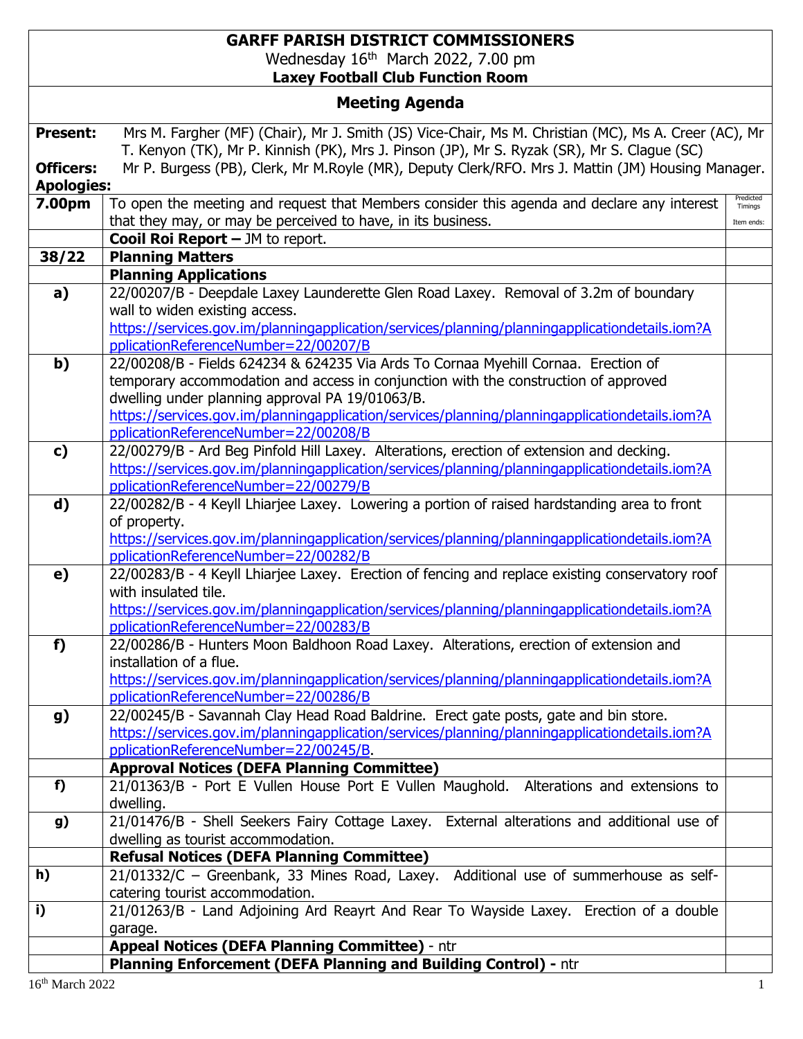# GARFF PARISH DISTRICT COMMISSIONERS

Wednesday 16th March 2022, 7.00 pm

**Laxey Football Club Function Room**

## Meeting Agenda

**Present:** Mrs M. Fargher (MF) (Chair), Mr J. Smith (JS) Vice-Chair, Ms M. Christian (MC), Ms A. Creer (AC), Mr T. Kenyon (TK), Mr P. Kinnish (PK), Mrs J. Pinson (JP), Mr S. Ryzak (SR), Mr S. Clague (SC)

**Officers:** Mr P. Burgess (PB), Clerk, Mr M.Royle (MR), Deputy Clerk/RFO. Mrs J. Mattin (JM) Housing Manager.

**Apologies:**

| | | Predicted Timings Item ends: |
|---|---|---|
| **7.00pm** | To open the meeting and request that Members consider this agenda and declare any interest that they may, or may be perceived to have, in its business. | |
| | **Cooil Roi Report –** JM to report. | |
| **38/22** | **Planning Matters** | |
| | **Planning Applications** | |
| **a)** | 22/00207/B - Deepdale Laxey Launderette Glen Road Laxey. Removal of 3.2m of boundary wall to widen existing access. https://services.gov.im/planningapplication/services/planning/planningapplicationdetails.iom?ApplicationReferenceNumber=22/00207/B | |
| **b)** | 22/00208/B - Fields 624234 & 624235 Via Ards To Cornaa Myehill Cornaa. Erection of temporary accommodation and access in conjunction with the construction of approved dwelling under planning approval PA 19/01063/B. https://services.gov.im/planningapplication/services/planning/planningapplicationdetails.iom?ApplicationReferenceNumber=22/00208/B | |
| **c)** | 22/00279/B - Ard Beg Pinfold Hill Laxey. Alterations, erection of extension and decking. https://services.gov.im/planningapplication/services/planning/planningapplicationdetails.iom?ApplicationReferenceNumber=22/00279/B | |
| **d)** | 22/00282/B - 4 Keyll Lhiarjee Laxey. Lowering a portion of raised hardstanding area to front of property. https://services.gov.im/planningapplication/services/planning/planningapplicationdetails.iom?ApplicationReferenceNumber=22/00282/B | |
| **e)** | 22/00283/B - 4 Keyll Lhiarjee Laxey. Erection of fencing and replace existing conservatory roof with insulated tile. https://services.gov.im/planningapplication/services/planning/planningapplicationdetails.iom?ApplicationReferenceNumber=22/00283/B | |
| **f)** | 22/00286/B - Hunters Moon Baldhoon Road Laxey. Alterations, erection of extension and installation of a flue. https://services.gov.im/planningapplication/services/planning/planningapplicationdetails.iom?ApplicationReferenceNumber=22/00286/B | |
| **g)** | 22/00245/B - Savannah Clay Head Road Baldrine. Erect gate posts, gate and bin store. https://services.gov.im/planningapplication/services/planning/planningapplicationdetails.iom?ApplicationReferenceNumber=22/00245/B. | |
| | **Approval Notices (DEFA Planning Committee)** | |
| **f)** | 21/01363/B - Port E Vullen House Port E Vullen Maughold. Alterations and extensions to dwelling. | |
| **g)** | 21/01476/B - Shell Seekers Fairy Cottage Laxey. External alterations and additional use of dwelling as tourist accommodation. | |
| | **Refusal Notices (DEFA Planning Committee)** | |
| **h)** | 21/01332/C – Greenbank, 33 Mines Road, Laxey. Additional use of summerhouse as self-catering tourist accommodation. | |
| **i)** | 21/01263/B - Land Adjoining Ard Reayrt And Rear To Wayside Laxey. Erection of a double garage. | |
| | **Appeal Notices (DEFA Planning Committee)** - ntr | |
| | **Planning Enforcement (DEFA Planning and Building Control) -** ntr | |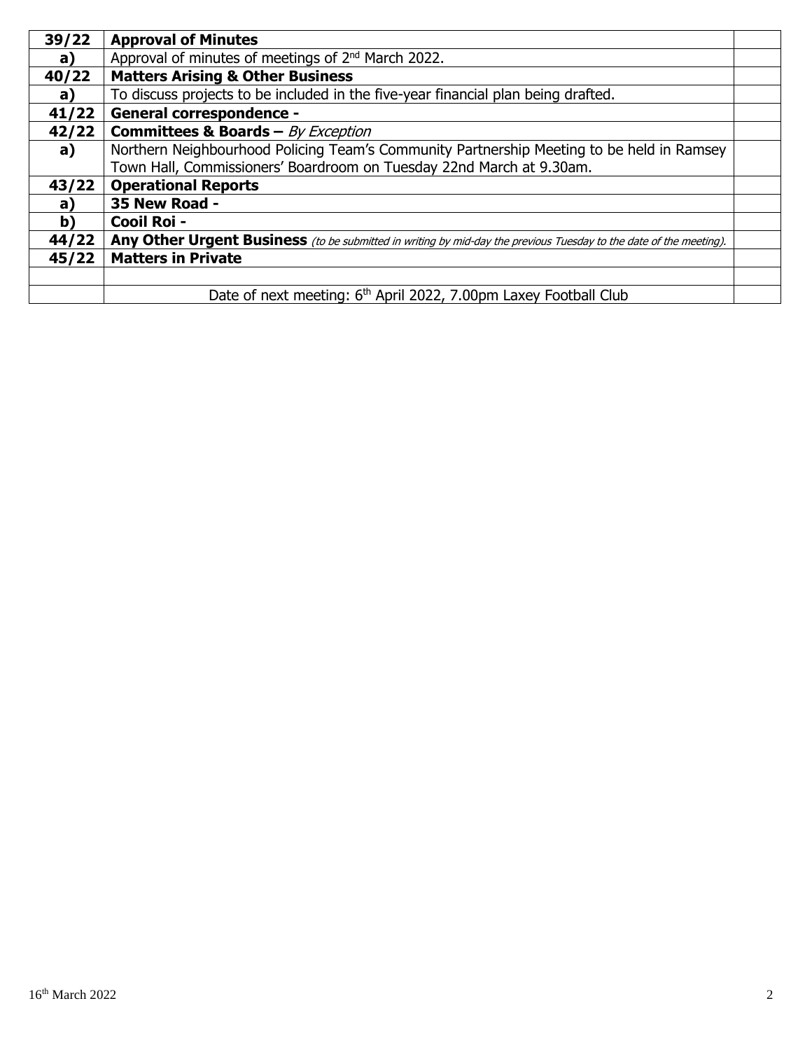| | | |
|---|---|---|
| **39/22** | **Approval of Minutes** | |
| **a)** | Approval of minutes of meetings of 2nd March 2022. | |
| **40/22** | **Matters Arising & Other Business** | |
| **a)** | To discuss projects to be included in the five-year financial plan being drafted. | |
| **41/22** | **General correspondence -** | |
| **42/22** | **Committees & Boards –** *By Exception* | |
| **a)** | Northern Neighbourhood Policing Team's Community Partnership Meeting to be held in Ramsey Town Hall, Commissioners' Boardroom on Tuesday 22nd March at 9.30am. | |
| **43/22** | **Operational Reports** | |
| **a)** | **35 New Road -** | |
| **b)** | **Cooil Roi -** | |
| **44/22** | **Any Other Urgent Business** *(to be submitted in writing by mid-day the previous Tuesday to the date of the meeting).* | |
| **45/22** | **Matters in Private** | |
| | | |
| | Date of next meeting: 6th April 2022, 7.00pm Laxey Football Club | |